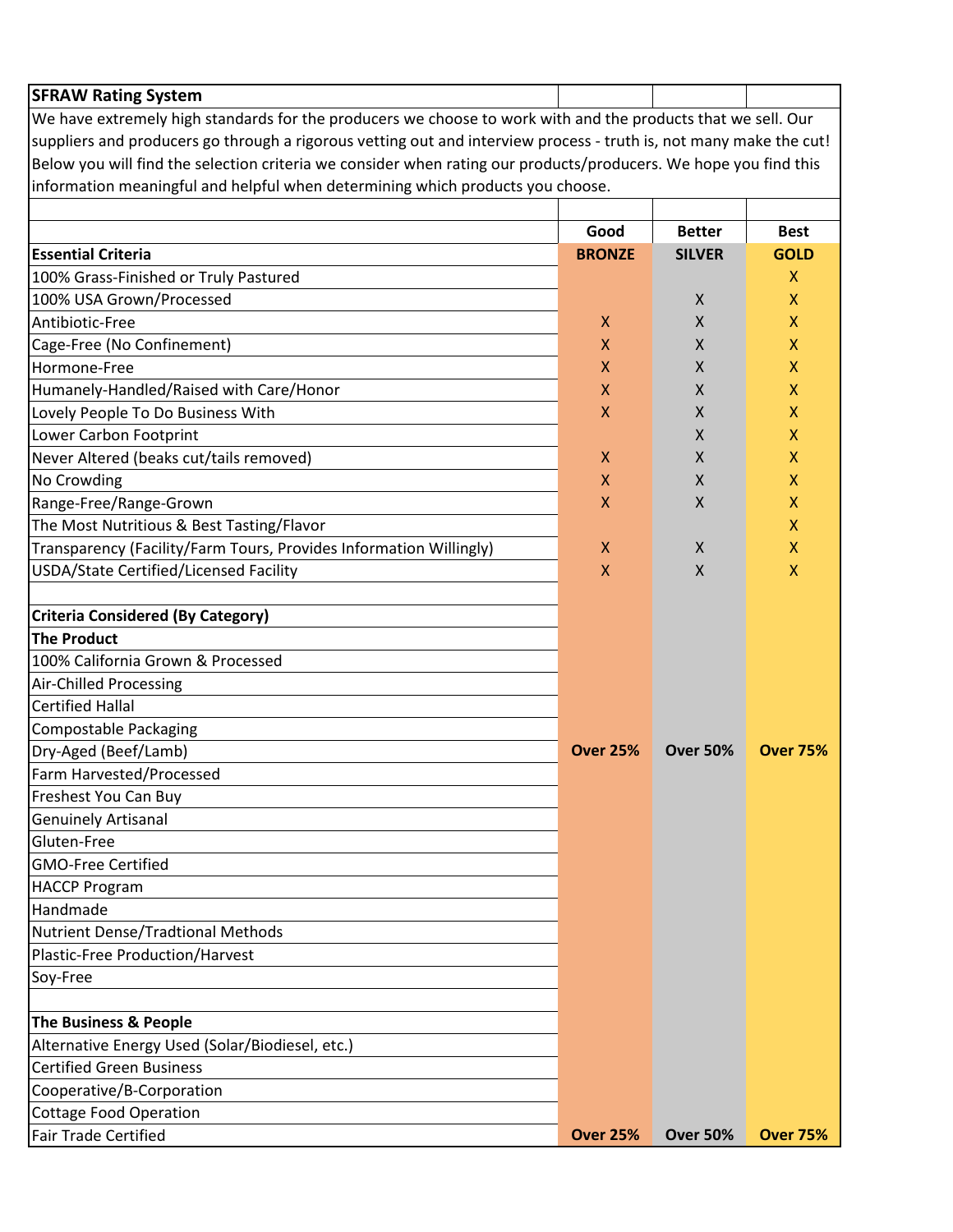## SFRAW Rating System

We have extremely high standards for the producers we choose to work with and the products that we sell. Our suppliers and producers go through a rigorous vetting out and interview process - truth is, not many make the cut! Below you will find the selection criteria we consider when rating our products/producers. We hope you find this information meaningful and helpful when determining which products you choose.

| | Good | Better | Best |
|---|---|---|---|
| **Essential Criteria** | **BRONZE** | **SILVER** | **GOLD** |
| 100% Grass-Finished or Truly Pastured | | | X |
| 100% USA Grown/Processed | | X | X |
| Antibiotic-Free | X | X | X |
| Cage-Free (No Confinement) | X | X | X |
| Hormone-Free | X | X | X |
| Humanely-Handled/Raised with Care/Honor | X | X | X |
| Lovely People To Do Business With | X | X | X |
| Lower Carbon Footprint | | X | X |
| Never Altered (beaks cut/tails removed) | X | X | X |
| No Crowding | X | X | X |
| Range-Free/Range-Grown | X | X | X |
| The Most Nutritious & Best Tasting/Flavor | | | X |
| Transparency (Facility/Farm Tours, Provides Information Willingly) | X | X | X |
| USDA/State Certified/Licensed Facility | X | X | X |
| | | | |
| **Criteria Considered (By Category)** | | | |
| **The Product** | | | |
| 100% California Grown & Processed | | | |
| Air-Chilled Processing | | | |
| Certified Hallal | | | |
| Compostable Packaging | | | |
| Dry-Aged (Beef/Lamb) | **Over 25%** | **Over 50%** | **Over 75%** |
| Farm Harvested/Processed | | | |
| Freshest You Can Buy | | | |
| Genuinely Artisanal | | | |
| Gluten-Free | | | |
| GMO-Free Certified | | | |
| HACCP Program | | | |
| Handmade | | | |
| Nutrient Dense/Tradtional Methods | | | |
| Plastic-Free Production/Harvest | | | |
| Soy-Free | | | |
| | | | |
| **The Business & People** | | | |
| Alternative Energy Used (Solar/Biodiesel, etc.) | | | |
| Certified Green Business | | | |
| Cooperative/B-Corporation | | | |
| Cottage Food Operation | | | |
| Fair Trade Certified | **Over 25%** | **Over 50%** | **Over 75%** |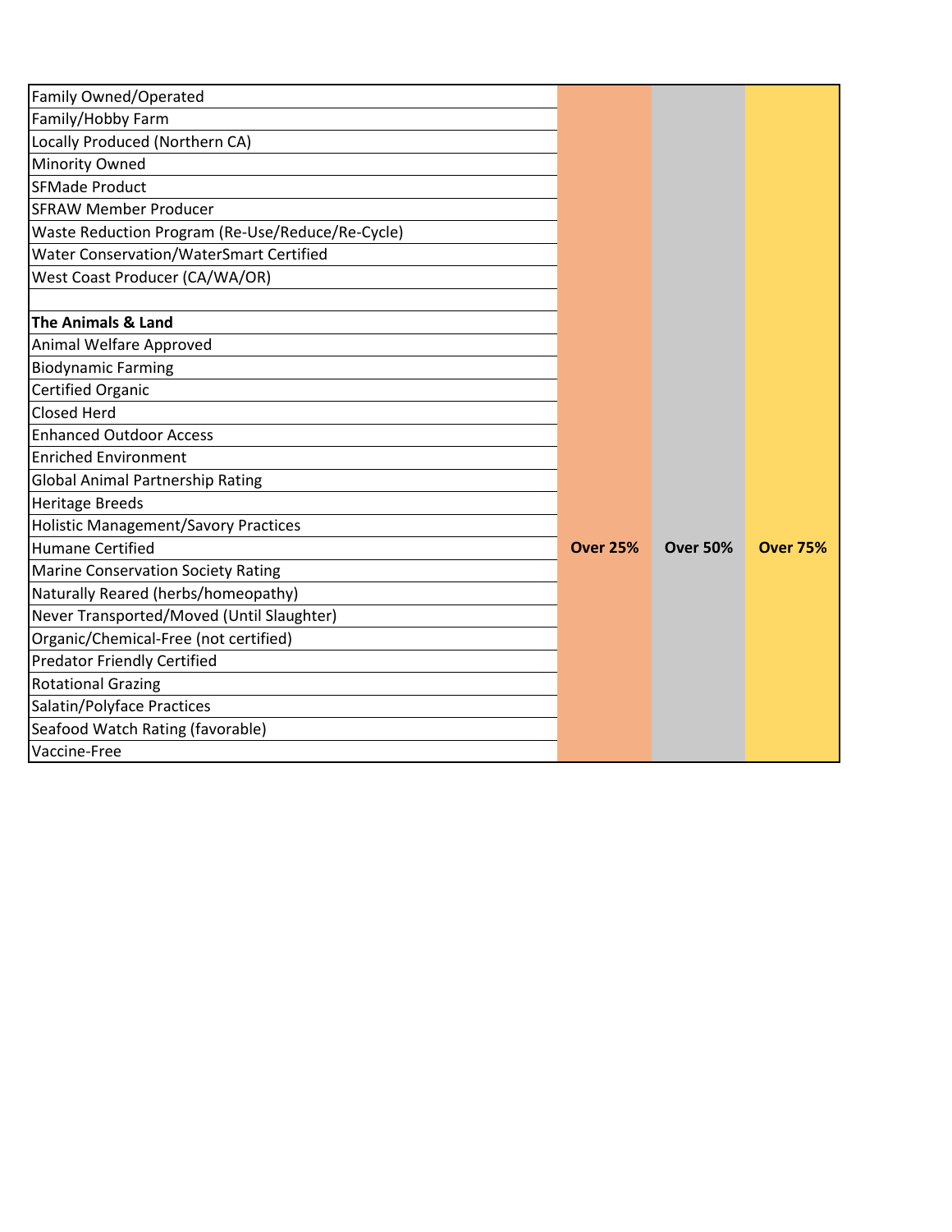| | | | |
|---|---|---|---|
| Family Owned/Operated | | | |
| Family/Hobby Farm | | | |
| Locally Produced (Northern CA) | | | |
| Minority Owned | | | |
| SFMade Product | | | |
| SFRAW Member Producer | | | |
| Waste Reduction Program (Re-Use/Reduce/Re-Cycle) | | | |
| Water Conservation/WaterSmart Certified | | | |
| West Coast Producer (CA/WA/OR) | | | |
| | | | |
| **The Animals & Land** | | | |
| Animal Welfare Approved | | | |
| Biodynamic Farming | | | |
| Certified Organic | | | |
| Closed Herd | | | |
| Enhanced Outdoor Access | | | |
| Enriched Environment | | | |
| Global Animal Partnership Rating | | | |
| Heritage Breeds | | | |
| Holistic Management/Savory Practices | | | |
| Humane Certified | **Over 25%** | **Over 50%** | **Over 75%** |
| Marine Conservation Society Rating | | | |
| Naturally Reared (herbs/homeopathy) | | | |
| Never Transported/Moved (Until Slaughter) | | | |
| Organic/Chemical-Free (not certified) | | | |
| Predator Friendly Certified | | | |
| Rotational Grazing | | | |
| Salatin/Polyface Practices | | | |
| Seafood Watch Rating (favorable) | | | |
| Vaccine-Free | | | |